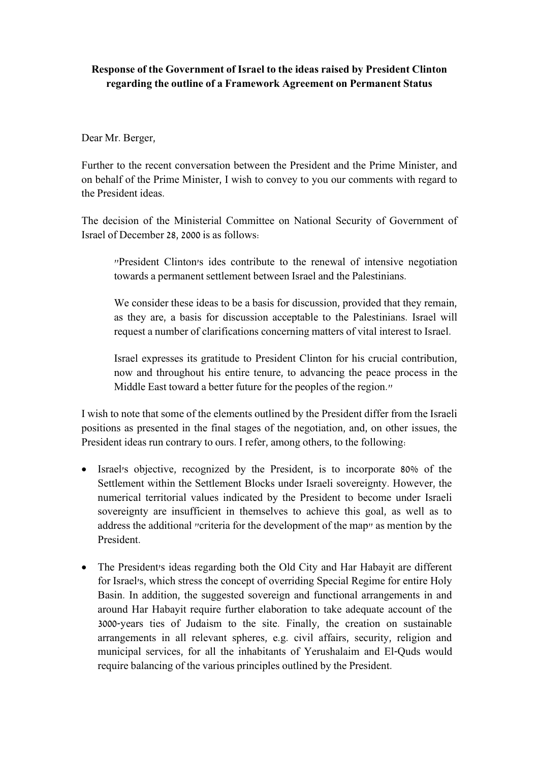**Response of the Government of Israel to the ideas raised by President Clinton regarding the outline of a Framework Agreement on Permanent Status**

Dear Mr. Berger,

Further to the recent conversation between the President and the Prime Minister, and on behalf of the Prime Minister, I wish to convey to you our comments with regard to the President ideas.

The decision of the Ministerial Committee on National Security of Government of Israel of December 28, 2000 is as follows:

> "President Clinton's ides contribute to the renewal of intensive negotiation towards a permanent settlement between Israel and the Palestinians.
>
> We consider these ideas to be a basis for discussion, provided that they remain, as they are, a basis for discussion acceptable to the Palestinians. Israel will request a number of clarifications concerning matters of vital interest to Israel.
>
> Israel expresses its gratitude to President Clinton for his crucial contribution, now and throughout his entire tenure, to advancing the peace process in the Middle East toward a better future for the peoples of the region."

I wish to note that some of the elements outlined by the President differ from the Israeli positions as presented in the final stages of the negotiation, and, on other issues, the President ideas run contrary to ours. I refer, among others, to the following:

- Israel's objective, recognized by the President, is to incorporate 80% of the Settlement within the Settlement Blocks under Israeli sovereignty. However, the numerical territorial values indicated by the President to become under Israeli sovereignty are insufficient in themselves to achieve this goal, as well as to address the additional "criteria for the development of the map" as mention by the President.

- The President's ideas regarding both the Old City and Har Habayit are different for Israel's, which stress the concept of overriding Special Regime for entire Holy Basin. In addition, the suggested sovereign and functional arrangements in and around Har Habayit require further elaboration to take adequate account of the 3000-years ties of Judaism to the site. Finally, the creation on sustainable arrangements in all relevant spheres, e.g. civil affairs, security, religion and municipal services, for all the inhabitants of Yerushalaim and El-Quds would require balancing of the various principles outlined by the President.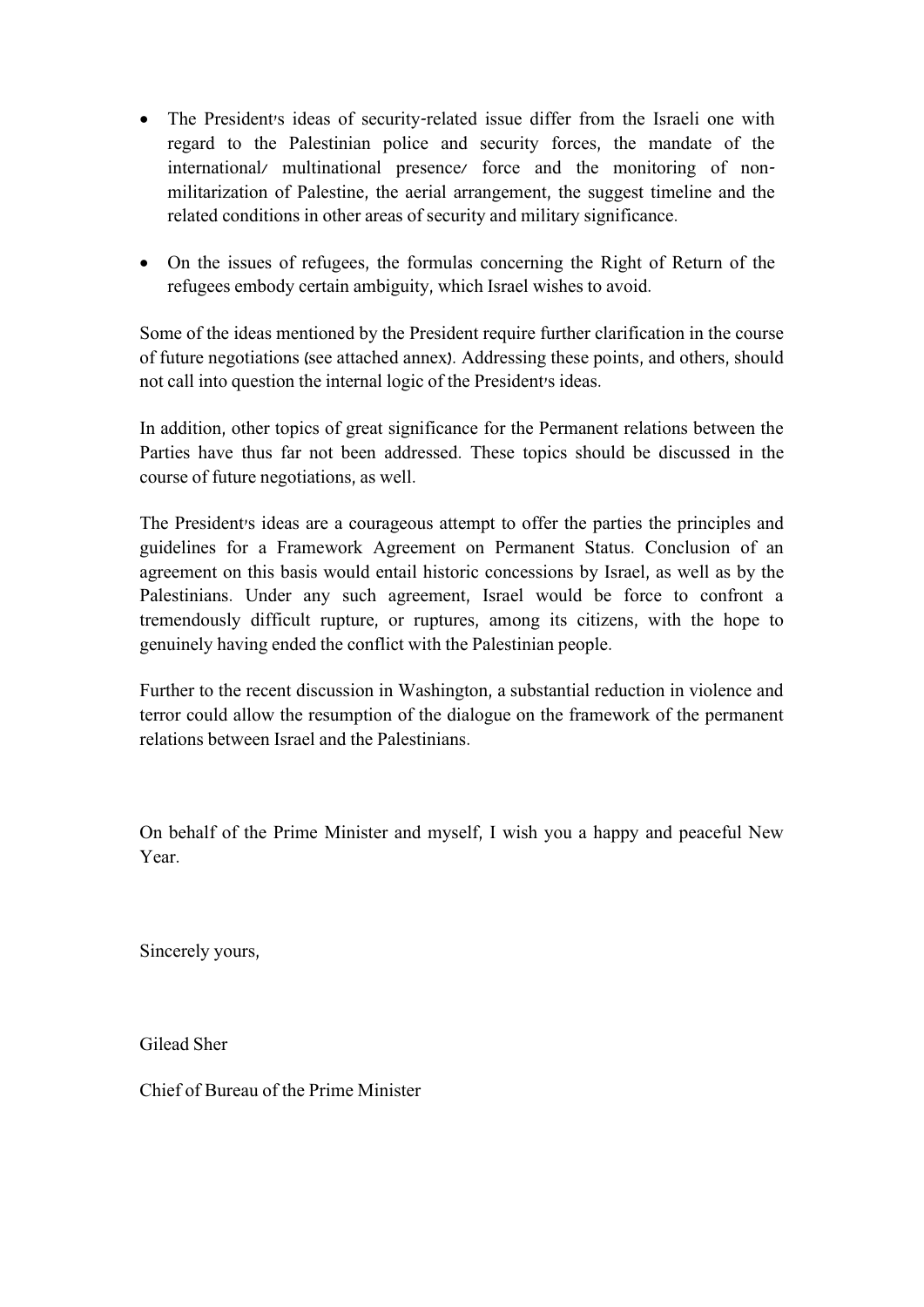- The President's ideas of security-related issue differ from the Israeli one with regard to the Palestinian police and security forces, the mandate of the international/ multinational presence/ force and the monitoring of non-militarization of Palestine, the aerial arrangement, the suggest timeline and the related conditions in other areas of security and military significance.

- On the issues of refugees, the formulas concerning the Right of Return of the refugees embody certain ambiguity, which Israel wishes to avoid.

Some of the ideas mentioned by the President require further clarification in the course of future negotiations (see attached annex). Addressing these points, and others, should not call into question the internal logic of the President's ideas.

In addition, other topics of great significance for the Permanent relations between the Parties have thus far not been addressed. These topics should be discussed in the course of future negotiations, as well.

The President's ideas are a courageous attempt to offer the parties the principles and guidelines for a Framework Agreement on Permanent Status. Conclusion of an agreement on this basis would entail historic concessions by Israel, as well as by the Palestinians. Under any such agreement, Israel would be force to confront a tremendously difficult rupture, or ruptures, among its citizens, with the hope to genuinely having ended the conflict with the Palestinian people.

Further to the recent discussion in Washington, a substantial reduction in violence and terror could allow the resumption of the dialogue on the framework of the permanent relations between Israel and the Palestinians.

On behalf of the Prime Minister and myself, I wish you a happy and peaceful New Year.

Sincerely yours,

Gilead Sher

Chief of Bureau of the Prime Minister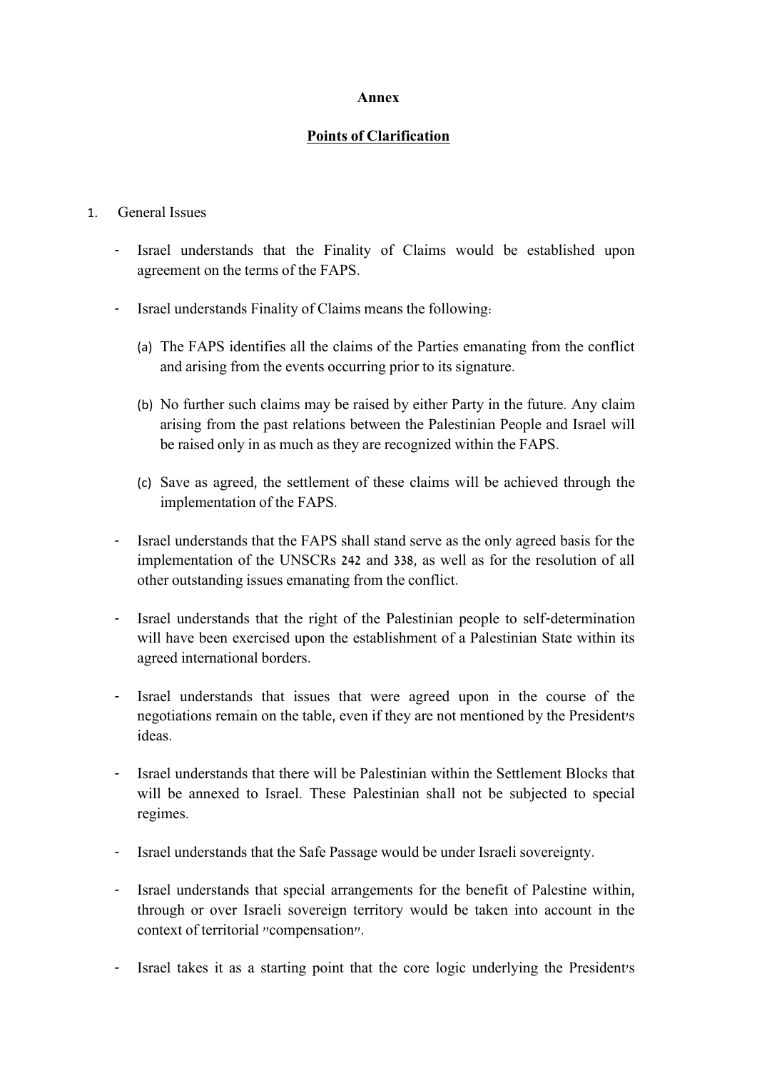**Annex**

**Points of Clarification**

1. General Issues

- Israel understands that the Finality of Claims would be established upon agreement on the terms of the FAPS.

- Israel understands Finality of Claims means the following:

  (a) The FAPS identifies all the claims of the Parties emanating from the conflict and arising from the events occurring prior to its signature.

  (b) No further such claims may be raised by either Party in the future. Any claim arising from the past relations between the Palestinian People and Israel will be raised only in as much as they are recognized within the FAPS.

  (c) Save as agreed, the settlement of these claims will be achieved through the implementation of the FAPS.

- Israel understands that the FAPS shall stand serve as the only agreed basis for the implementation of the UNSCRs 242 and 338, as well as for the resolution of all other outstanding issues emanating from the conflict.

- Israel understands that the right of the Palestinian people to self-determination will have been exercised upon the establishment of a Palestinian State within its agreed international borders.

- Israel understands that issues that were agreed upon in the course of the negotiations remain on the table, even if they are not mentioned by the President's ideas.

- Israel understands that there will be Palestinian within the Settlement Blocks that will be annexed to Israel. These Palestinian shall not be subjected to special regimes.

- Israel understands that the Safe Passage would be under Israeli sovereignty.

- Israel understands that special arrangements for the benefit of Palestine within, through or over Israeli sovereign territory would be taken into account in the context of territorial "compensation".

- Israel takes it as a starting point that the core logic underlying the President's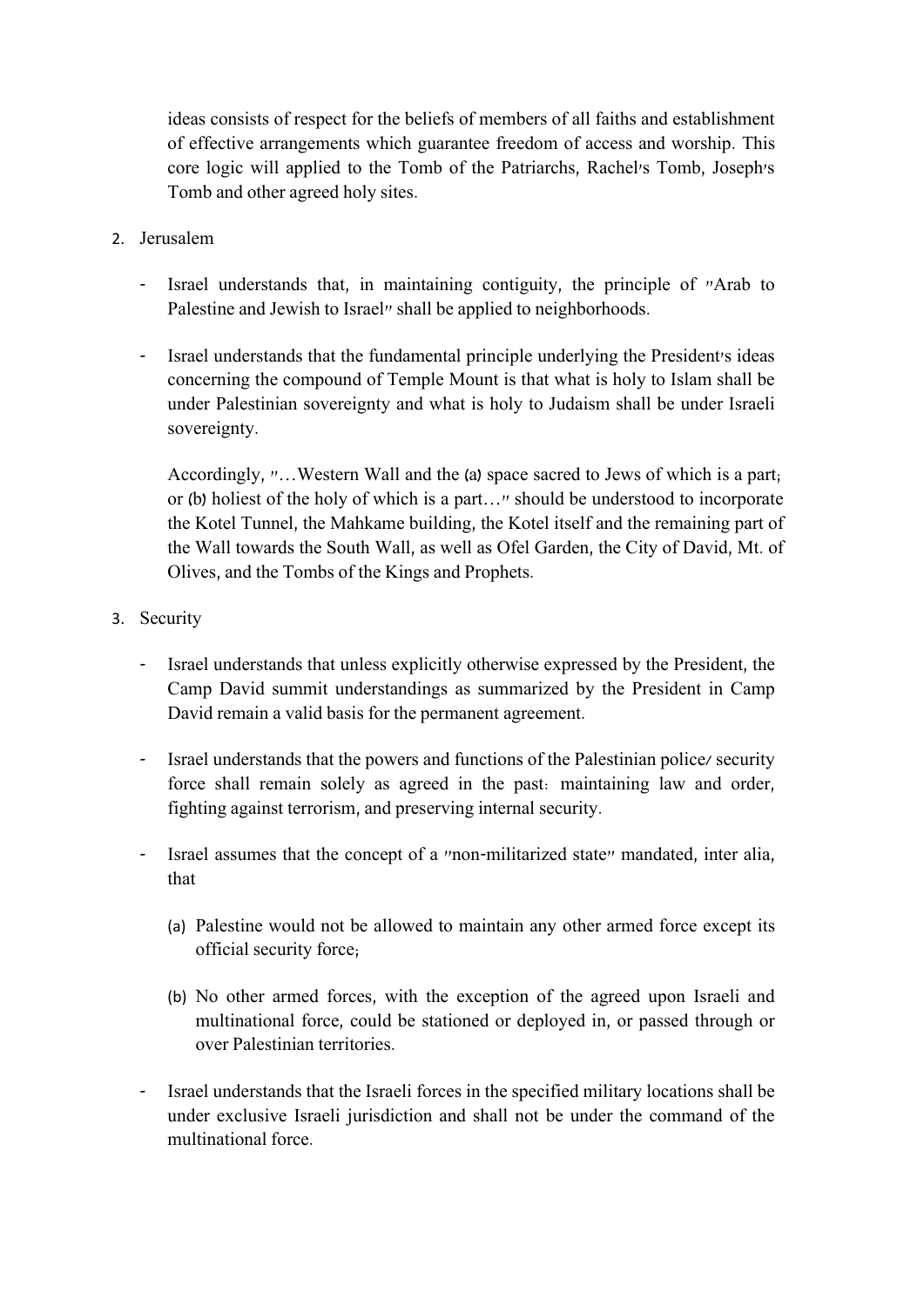ideas consists of respect for the beliefs of members of all faiths and establishment of effective arrangements which guarantee freedom of access and worship. This core logic will applied to the Tomb of the Patriarchs, Rachel's Tomb, Joseph's Tomb and other agreed holy sites.

2. Jerusalem

- Israel understands that, in maintaining contiguity, the principle of "Arab to Palestine and Jewish to Israel" shall be applied to neighborhoods.

- Israel understands that the fundamental principle underlying the President's ideas concerning the compound of Temple Mount is that what is holy to Islam shall be under Palestinian sovereignty and what is holy to Judaism shall be under Israeli sovereignty.

  Accordingly, "…Western Wall and the (a) space sacred to Jews of which is a part; or (b) holiest of the holy of which is a part…" should be understood to incorporate the Kotel Tunnel, the Mahkame building, the Kotel itself and the remaining part of the Wall towards the South Wall, as well as Ofel Garden, the City of David, Mt. of Olives, and the Tombs of the Kings and Prophets.

3. Security

- Israel understands that unless explicitly otherwise expressed by the President, the Camp David summit understandings as summarized by the President in Camp David remain a valid basis for the permanent agreement.

- Israel understands that the powers and functions of the Palestinian police/ security force shall remain solely as agreed in the past: maintaining law and order, fighting against terrorism, and preserving internal security.

- Israel assumes that the concept of a "non-militarized state" mandated, inter alia, that

  (a) Palestine would not be allowed to maintain any other armed force except its official security force;

  (b) No other armed forces, with the exception of the agreed upon Israeli and multinational force, could be stationed or deployed in, or passed through or over Palestinian territories.

- Israel understands that the Israeli forces in the specified military locations shall be under exclusive Israeli jurisdiction and shall not be under the command of the multinational force.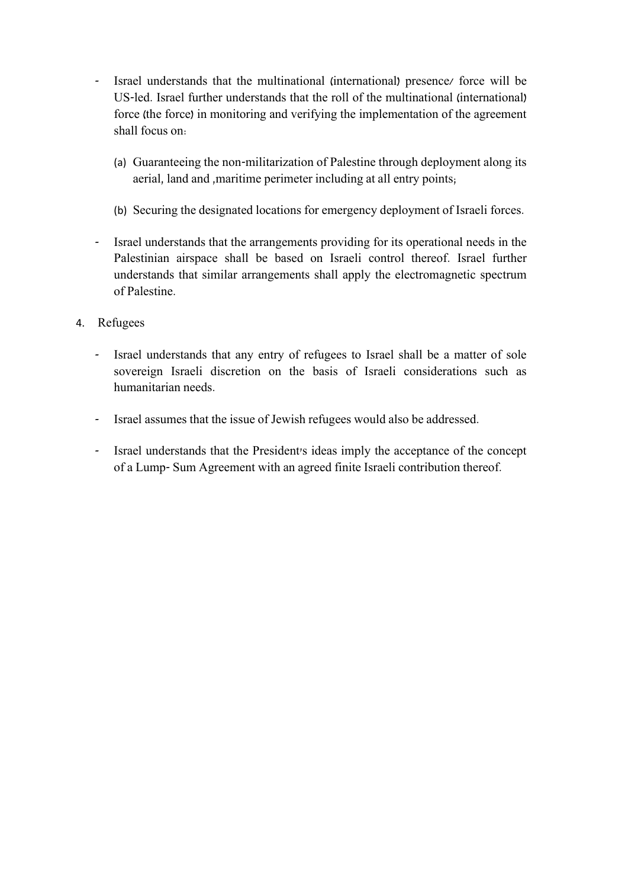- Israel understands that the multinational (international) presence/ force will be US-led. Israel further understands that the roll of the multinational (international) force (the force) in monitoring and verifying the implementation of the agreement shall focus on:

  (a) Guaranteeing the non-militarization of Palestine through deployment along its aerial, land and ,maritime perimeter including at all entry points;

  (b) Securing the designated locations for emergency deployment of Israeli forces.

- Israel understands that the arrangements providing for its operational needs in the Palestinian airspace shall be based on Israeli control thereof. Israel further understands that similar arrangements shall apply the electromagnetic spectrum of Palestine.

4. Refugees

- Israel understands that any entry of refugees to Israel shall be a matter of sole sovereign Israeli discretion on the basis of Israeli considerations such as humanitarian needs.

- Israel assumes that the issue of Jewish refugees would also be addressed.

- Israel understands that the President's ideas imply the acceptance of the concept of a Lump- Sum Agreement with an agreed finite Israeli contribution thereof.